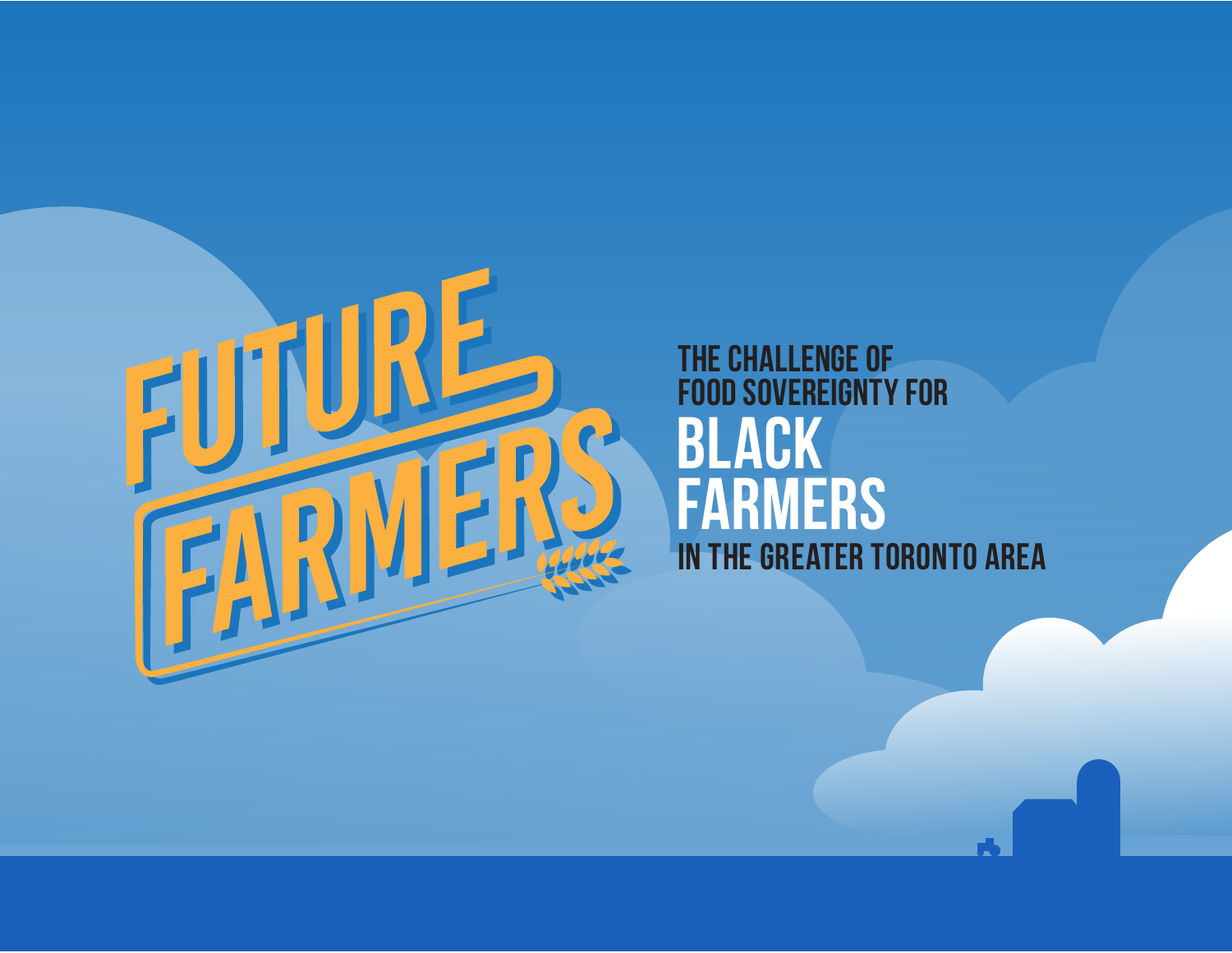# FUTURE FARMERS

## THE CHALLENGE OF FOOD SOVEREIGNTY FOR BLACK FARMERS IN THE GREATER TORONTO AREA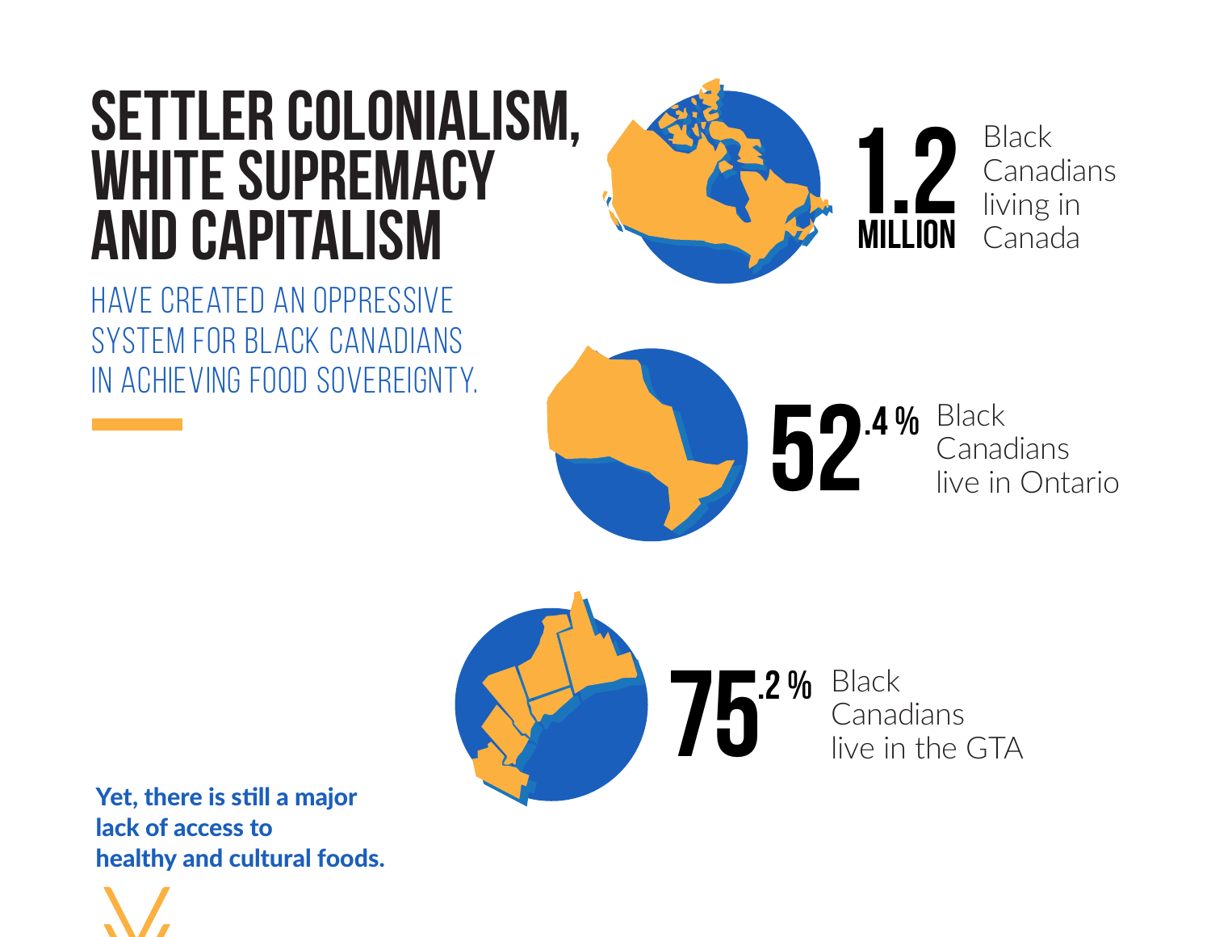# SETTLER COLONIALISM, WHITE SUPREMACY AND CAPITALISM

HAVE CREATED AN OPPRESSIVE SYSTEM FOR BLACK CANADIANS IN ACHIEVING FOOD SOVEREIGNTY.

**1.2 MILLION** Black Canadians living in Canada

**52.4 %** Black Canadians live in Ontario

**75.2 %** Black Canadians live in the GTA

**Yet, there is still a major lack of access to healthy and cultural foods.**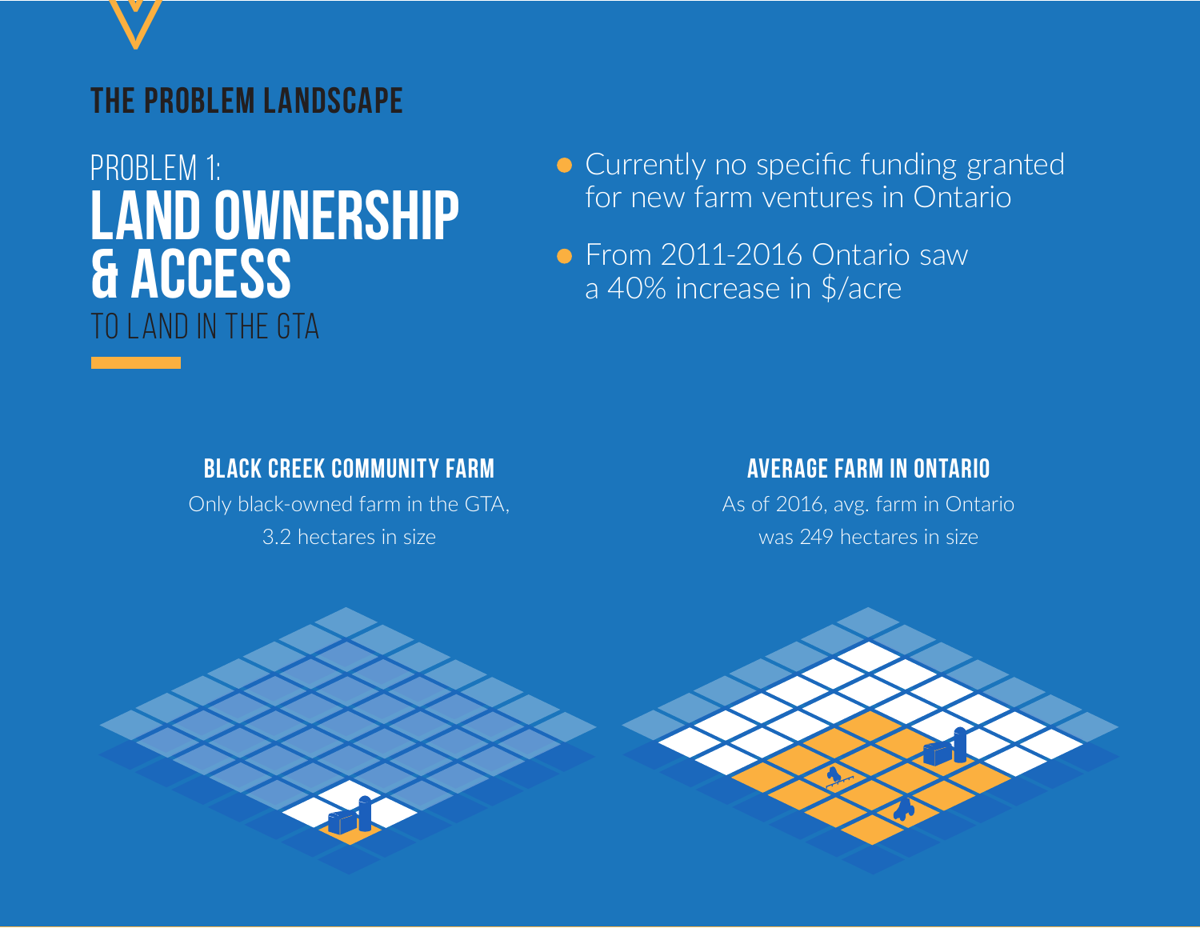## THE PROBLEM LANDSCAPE

# PROBLEM 1: LAND OWNERSHIP & ACCESS TO LAND IN THE GTA

- Currently no specific funding granted for new farm ventures in Ontario
- From 2011-2016 Ontario saw a 40% increase in $/acre

### BLACK CREEK COMMUNITY FARM

Only black-owned farm in the GTA, 3.2 hectares in size

### AVERAGE FARM IN ONTARIO

As of 2016, avg. farm in Ontario was 249 hectares in size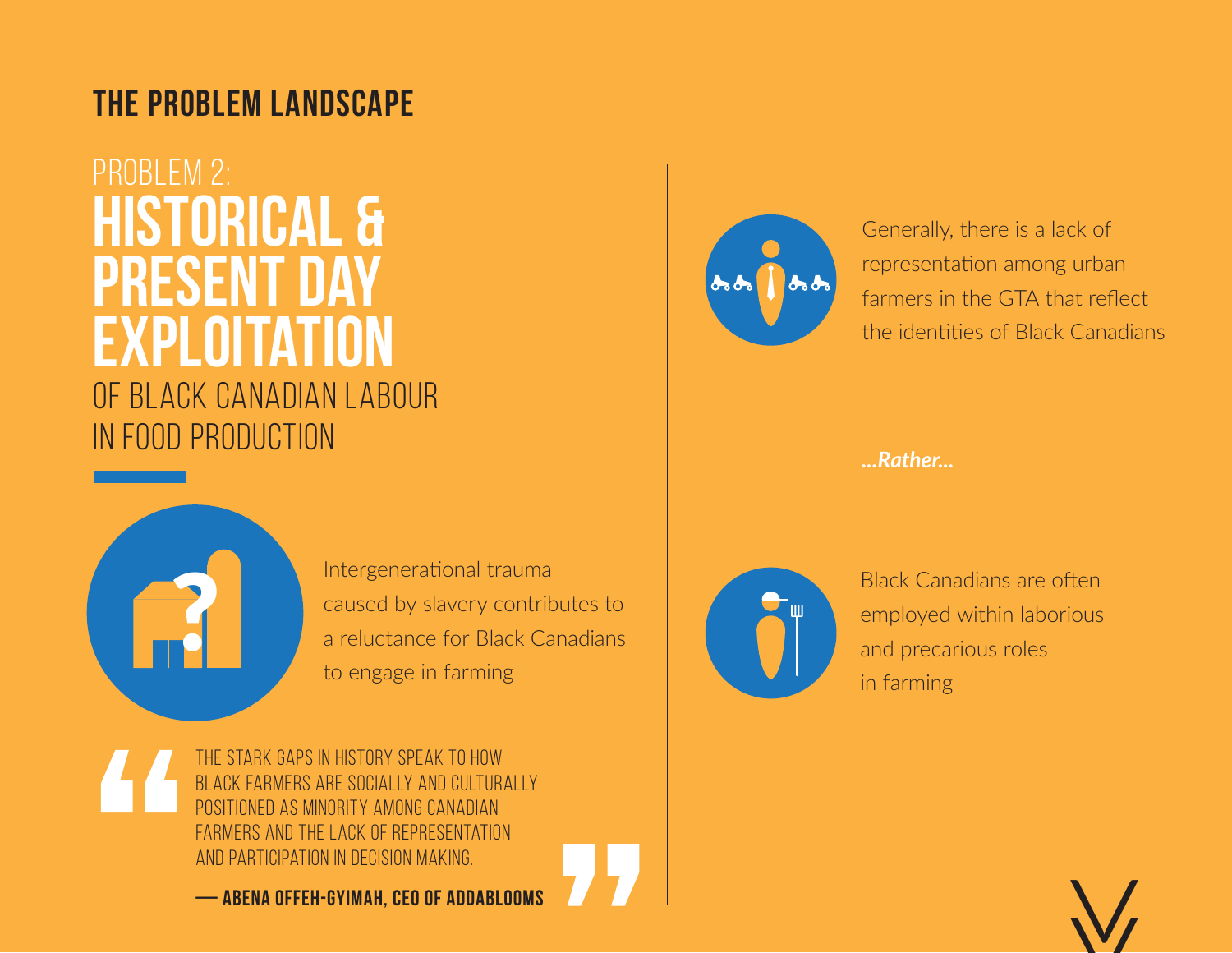## THE PROBLEM LANDSCAPE

# PROBLEM 2: HISTORICAL & PRESENT DAY EXPLOITATION OF BLACK CANADIAN LABOUR IN FOOD PRODUCTION

Intergenerational trauma caused by slavery contributes to a reluctance for Black Canadians to engage in farming

> THE STARK GAPS IN HISTORY SPEAK TO HOW BLACK FARMERS ARE SOCIALLY AND CULTURALLY POSITIONED AS MINORITY AMONG CANADIAN FARMERS AND THE LACK OF REPRESENTATION AND PARTICIPATION IN DECISION MAKING.
>
> **— ABENA OFFEH-GYIMAH, CEO OF ADDABLOOMS**

Generally, there is a lack of representation among urban farmers in the GTA that reflect the identities of Black Canadians

***...Rather...***

Black Canadians are often employed within laborious and precarious roles in farming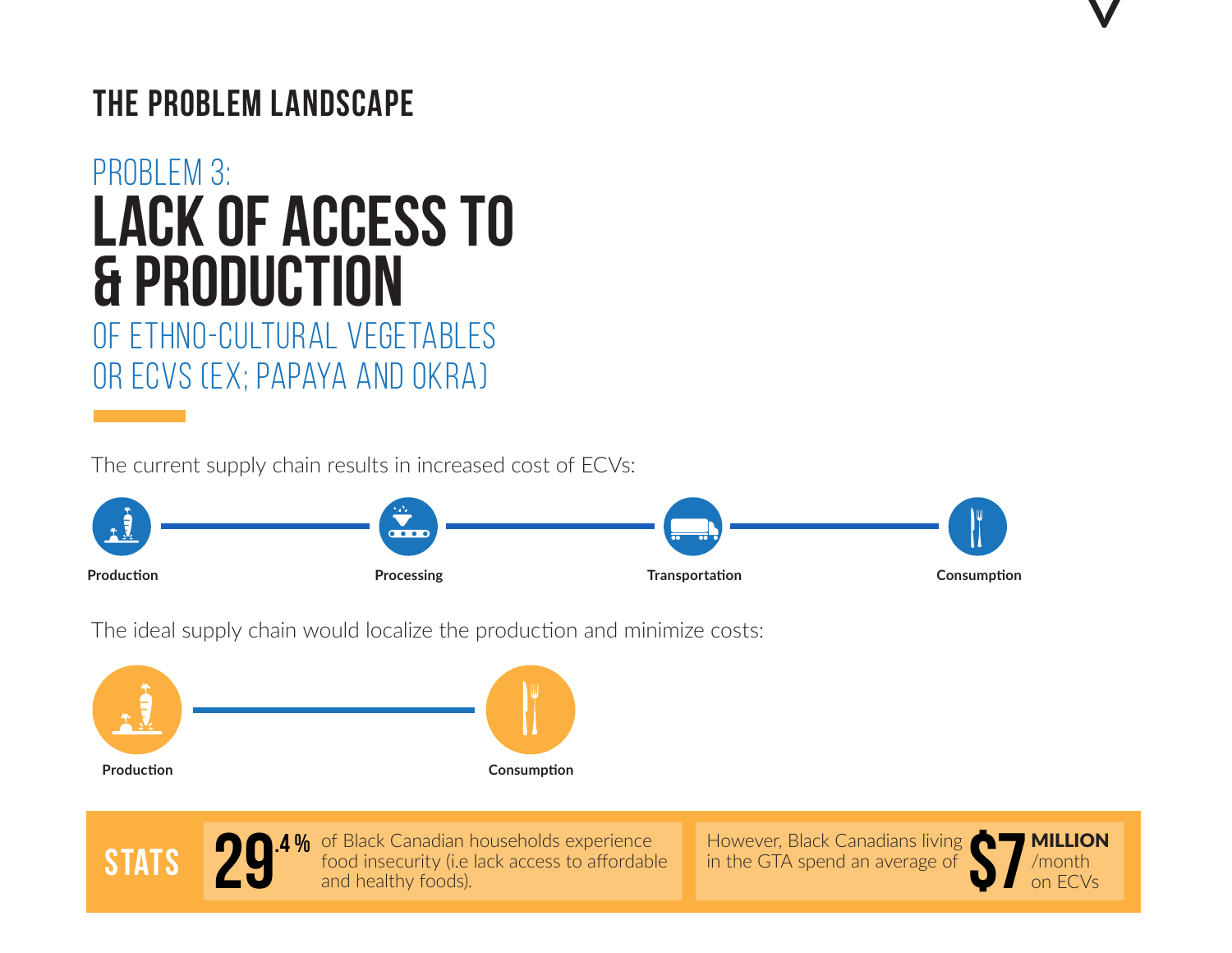# THE PROBLEM LANDSCAPE

## PROBLEM 3: LACK OF ACCESS TO & PRODUCTION OF ETHNO-CULTURAL VEGETABLES OR ECVS (EX; PAPAYA AND OKRA)

The current supply chain results in increased cost of ECVs:

**Production** — **Processing** — **Transportation** — **Consumption**

The ideal supply chain would localize the production and minimize costs:

**Production** — **Consumption**

**STATS**

**29.4%** of Black Canadian households experience food insecurity (i.e lack access to affordable and healthy foods).

However, Black Canadians living in the GTA spend an average of **$7 MILLION** /month on ECVs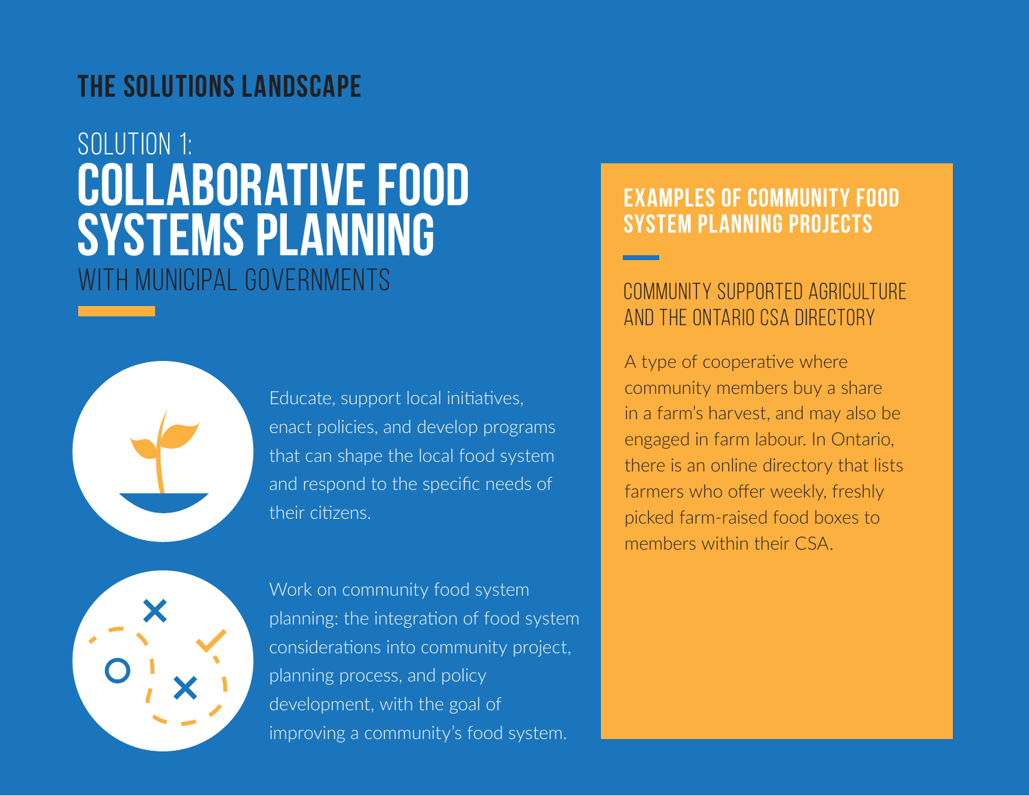## THE SOLUTIONS LANDSCAPE

# SOLUTION 1: COLLABORATIVE FOOD SYSTEMS PLANNING WITH MUNICIPAL GOVERNMENTS

Educate, support local initiatives, enact policies, and develop programs that can shape the local food system and respond to the specific needs of their citizens.

Work on community food system planning: the integration of food system considerations into community project, planning process, and policy development, with the goal of improving a community's food system.

### EXAMPLES OF COMMUNITY FOOD SYSTEM PLANNING PROJECTS

#### COMMUNITY SUPPORTED AGRICULTURE AND THE ONTARIO CSA DIRECTORY

A type of cooperative where community members buy a share in a farm's harvest, and may also be engaged in farm labour. In Ontario, there is an online directory that lists farmers who offer weekly, freshly picked farm-raised food boxes to members within their CSA.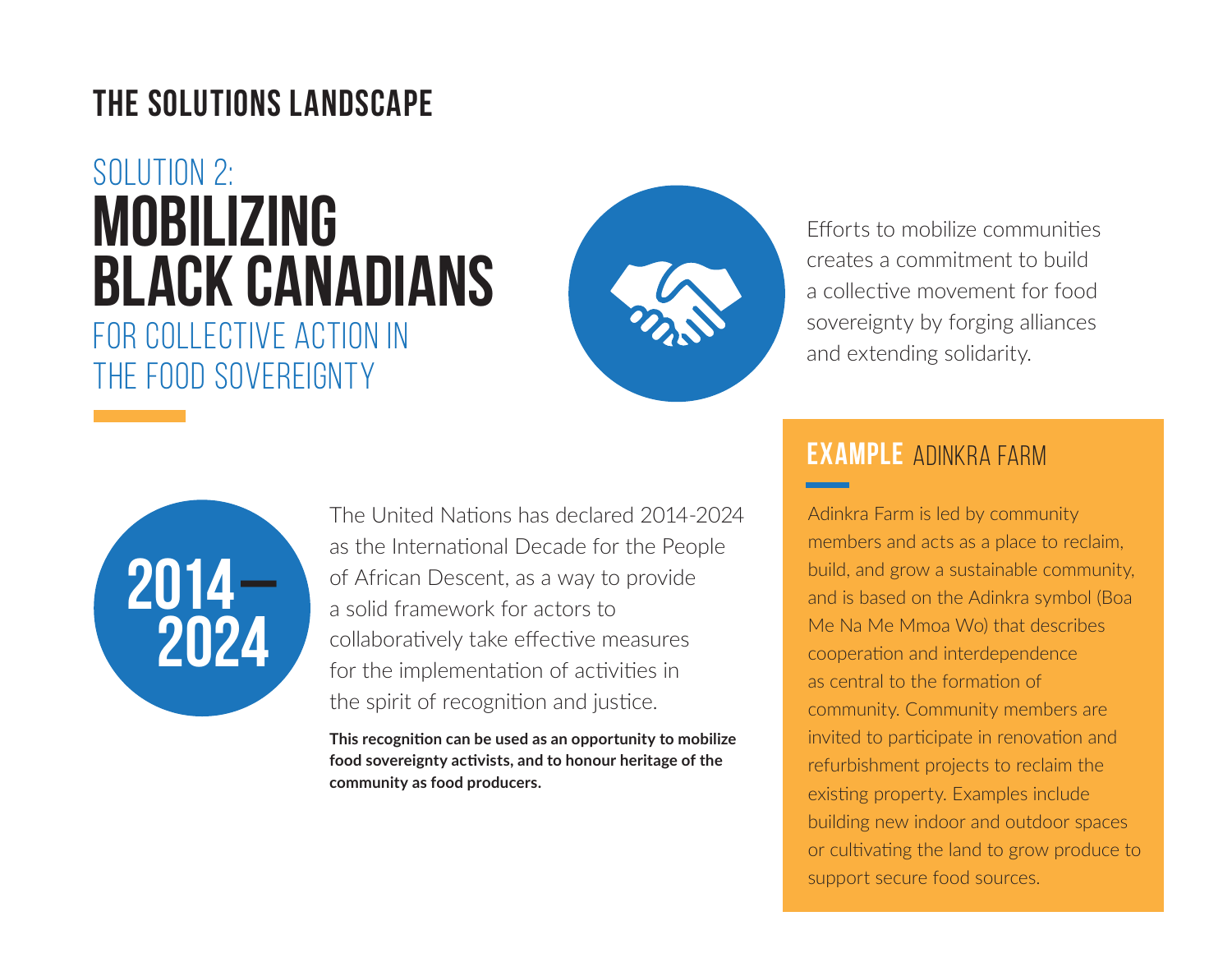# THE SOLUTIONS LANDSCAPE

## SOLUTION 2: MOBILIZING BLACK CANADIANS FOR COLLECTIVE ACTION IN THE FOOD SOVEREIGNTY

Efforts to mobilize communities creates a commitment to build a collective movement for food sovereignty by forging alliances and extending solidarity.

**2014–2024**

The United Nations has declared 2014-2024 as the International Decade for the People of African Descent, as a way to provide a solid framework for actors to collaboratively take effective measures for the implementation of activities in the spirit of recognition and justice.

**This recognition can be used as an opportunity to mobilize food sovereignty activists, and to honour heritage of the community as food producers.**

### EXAMPLE ADINKRA FARM

Adinkra Farm is led by community members and acts as a place to reclaim, build, and grow a sustainable community, and is based on the Adinkra symbol (Boa Me Na Me Mmoa Wo) that describes cooperation and interdependence as central to the formation of community. Community members are invited to participate in renovation and refurbishment projects to reclaim the existing property. Examples include building new indoor and outdoor spaces or cultivating the land to grow produce to support secure food sources.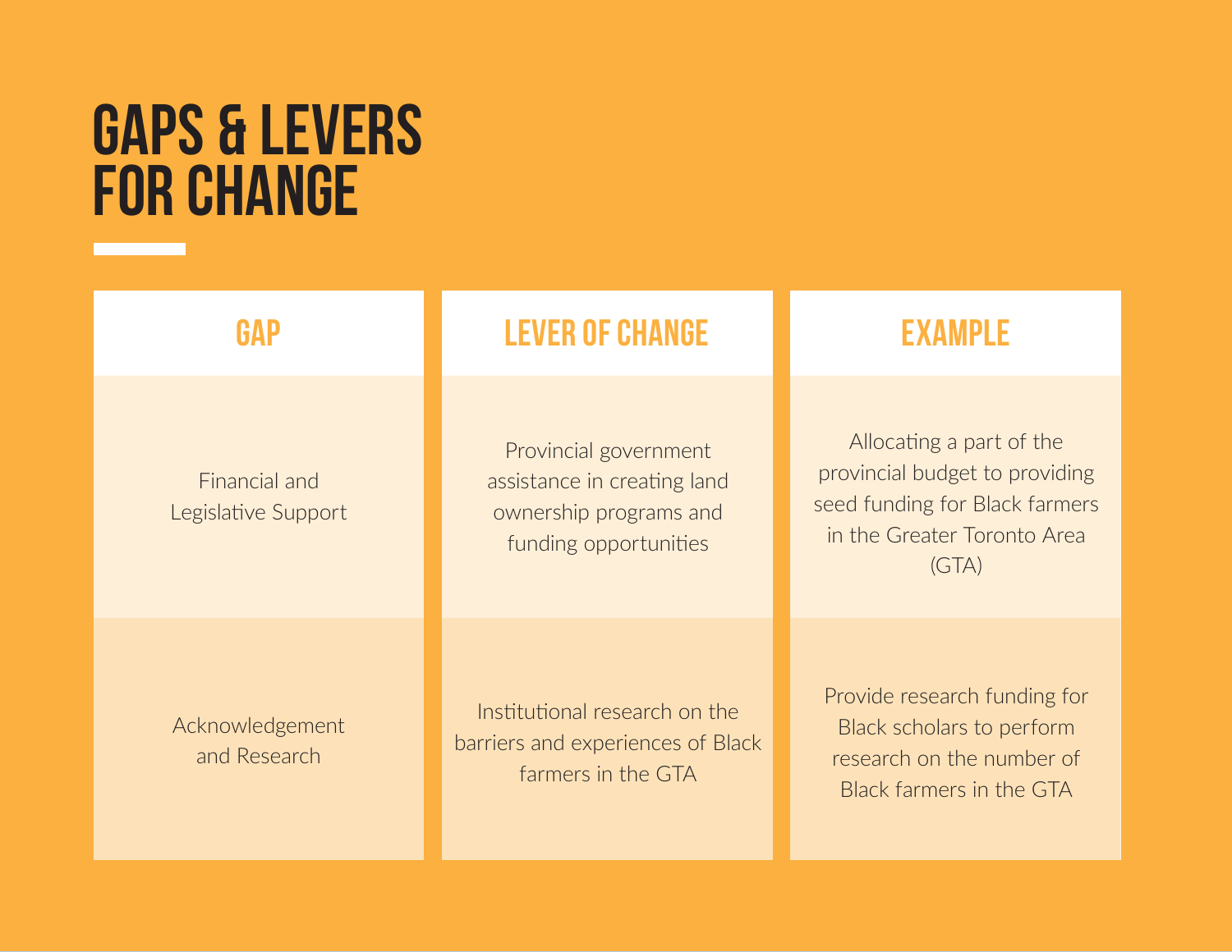# GAPS & LEVERS FOR CHANGE

| GAP | LEVER OF CHANGE | EXAMPLE |
| --- | --- | --- |
| Financial and Legislative Support | Provincial government assistance in creating land ownership programs and funding opportunities | Allocating a part of the provincial budget to providing seed funding for Black farmers in the Greater Toronto Area (GTA) |
| Acknowledgement and Research | Institutional research on the barriers and experiences of Black farmers in the GTA | Provide research funding for Black scholars to perform research on the number of Black farmers in the GTA |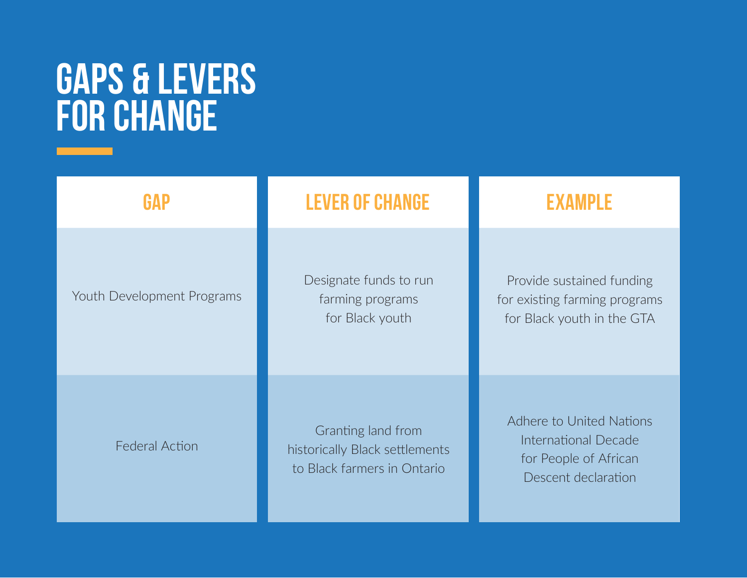# GAPS & LEVERS FOR CHANGE

| GAP | LEVER OF CHANGE | EXAMPLE |
|---|---|---|
| Youth Development Programs | Designate funds to run farming programs for Black youth | Provide sustained funding for existing farming programs for Black youth in the GTA |
| Federal Action | Granting land from historically Black settlements to Black farmers in Ontario | Adhere to United Nations International Decade for People of African Descent declaration |